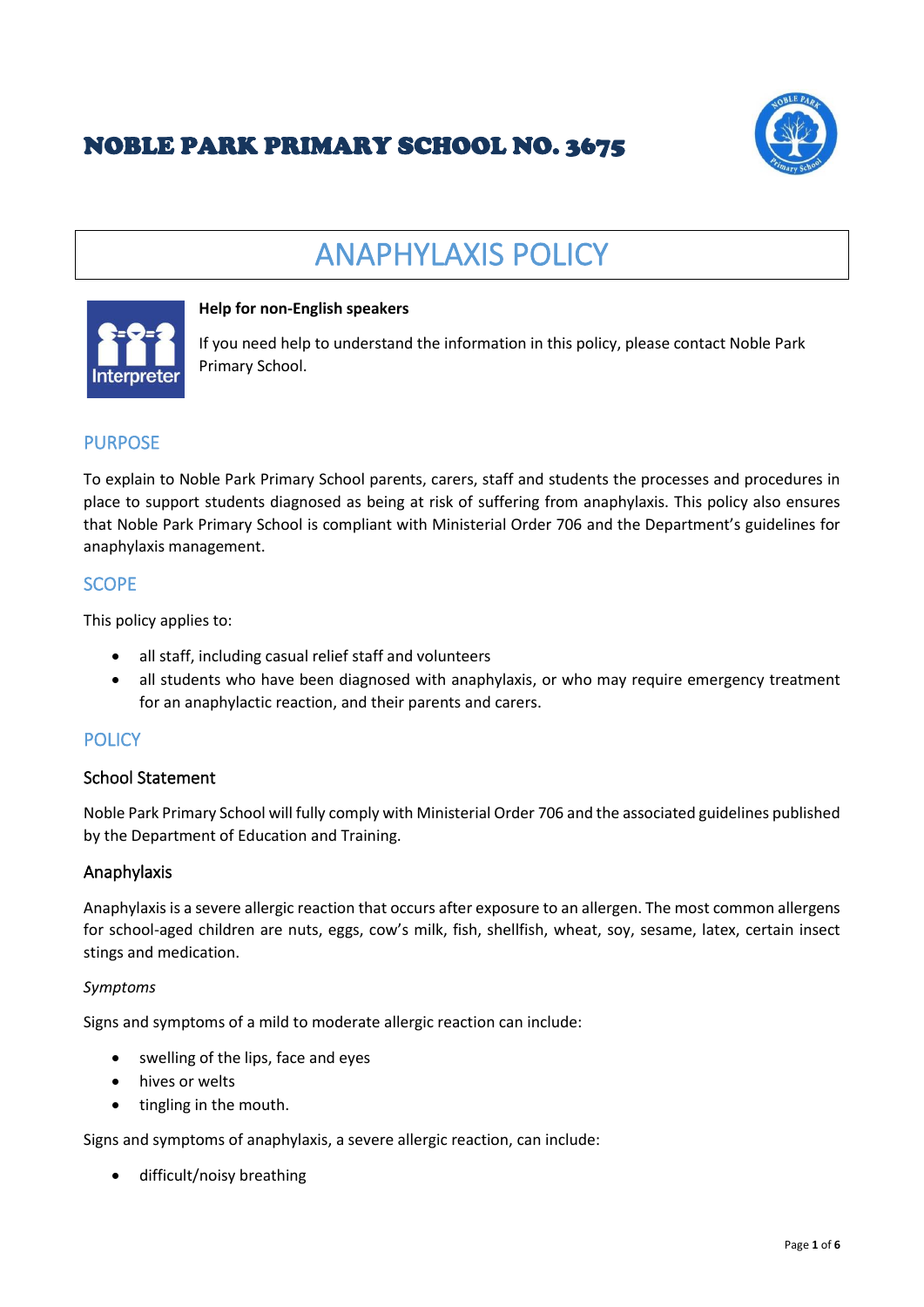# NOBLE PARK PRIMARY SCHOOL NO. 3675

# ANAPHYLAXIS POLICY

**Help for non-English speakers**

If you need help to understand the information in this policy, please contact Noble Park Primary School.

## PURPOSE

To explain to Noble Park Primary School parents, carers, staff and students the processes and procedures in place to support students diagnosed as being at risk of suffering from anaphylaxis. This policy also ensures that Noble Park Primary School is compliant with Ministerial Order 706 and the Department's guidelines for anaphylaxis management.

## SCOPE

This policy applies to:

- all staff, including casual relief staff and volunteers
- all students who have been diagnosed with anaphylaxis, or who may require emergency treatment for an anaphylactic reaction, and their parents and carers.

## POLICY

### School Statement

Noble Park Primary School will fully comply with Ministerial Order 706 and the associated guidelines published by the Department of Education and Training.

### Anaphylaxis

Anaphylaxis is a severe allergic reaction that occurs after exposure to an allergen. The most common allergens for school-aged children are nuts, eggs, cow's milk, fish, shellfish, wheat, soy, sesame, latex, certain insect stings and medication.

*Symptoms*

Signs and symptoms of a mild to moderate allergic reaction can include:

- swelling of the lips, face and eyes
- hives or welts
- tingling in the mouth.

Signs and symptoms of anaphylaxis, a severe allergic reaction, can include:

- difficult/noisy breathing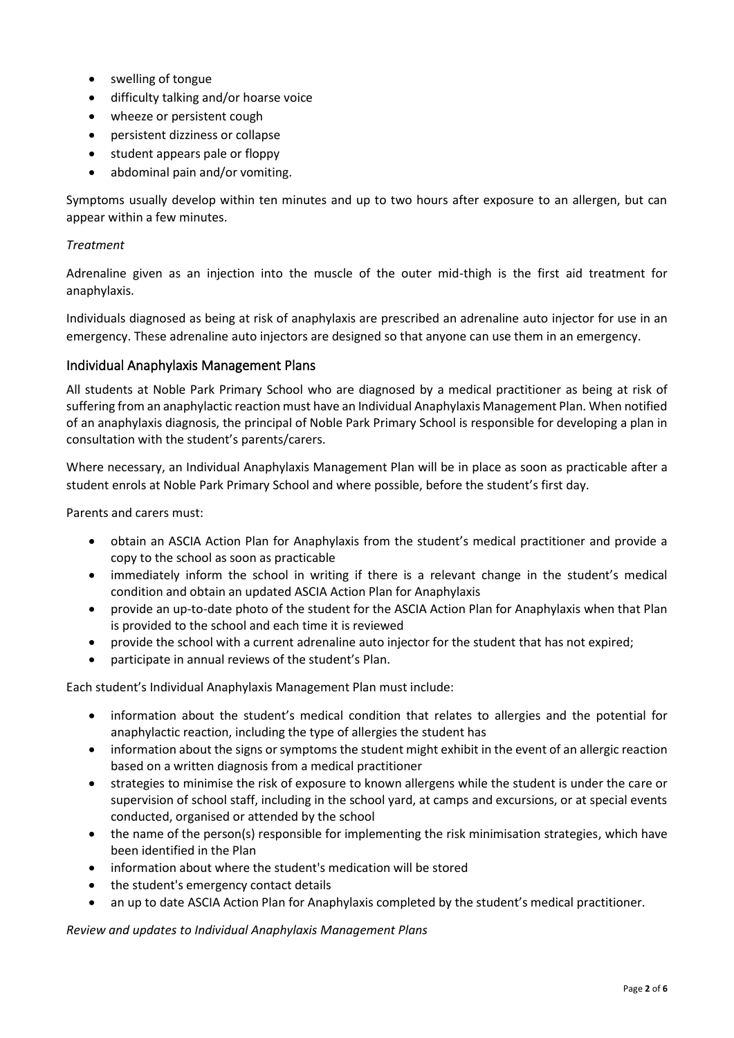- swelling of tongue
- difficulty talking and/or hoarse voice
- wheeze or persistent cough
- persistent dizziness or collapse
- student appears pale or floppy
- abdominal pain and/or vomiting.

Symptoms usually develop within ten minutes and up to two hours after exposure to an allergen, but can appear within a few minutes.

*Treatment*

Adrenaline given as an injection into the muscle of the outer mid-thigh is the first aid treatment for anaphylaxis.

Individuals diagnosed as being at risk of anaphylaxis are prescribed an adrenaline auto injector for use in an emergency. These adrenaline auto injectors are designed so that anyone can use them in an emergency.

## Individual Anaphylaxis Management Plans

All students at Noble Park Primary School who are diagnosed by a medical practitioner as being at risk of suffering from an anaphylactic reaction must have an Individual Anaphylaxis Management Plan. When notified of an anaphylaxis diagnosis, the principal of Noble Park Primary School is responsible for developing a plan in consultation with the student's parents/carers.

Where necessary, an Individual Anaphylaxis Management Plan will be in place as soon as practicable after a student enrols at Noble Park Primary School and where possible, before the student's first day.

Parents and carers must:

- obtain an ASCIA Action Plan for Anaphylaxis from the student's medical practitioner and provide a copy to the school as soon as practicable
- immediately inform the school in writing if there is a relevant change in the student's medical condition and obtain an updated ASCIA Action Plan for Anaphylaxis
- provide an up-to-date photo of the student for the ASCIA Action Plan for Anaphylaxis when that Plan is provided to the school and each time it is reviewed
- provide the school with a current adrenaline auto injector for the student that has not expired;
- participate in annual reviews of the student's Plan.

Each student's Individual Anaphylaxis Management Plan must include:

- information about the student's medical condition that relates to allergies and the potential for anaphylactic reaction, including the type of allergies the student has
- information about the signs or symptoms the student might exhibit in the event of an allergic reaction based on a written diagnosis from a medical practitioner
- strategies to minimise the risk of exposure to known allergens while the student is under the care or supervision of school staff, including in the school yard, at camps and excursions, or at special events conducted, organised or attended by the school
- the name of the person(s) responsible for implementing the risk minimisation strategies, which have been identified in the Plan
- information about where the student's medication will be stored
- the student's emergency contact details
- an up to date ASCIA Action Plan for Anaphylaxis completed by the student's medical practitioner.

*Review and updates to Individual Anaphylaxis Management Plans*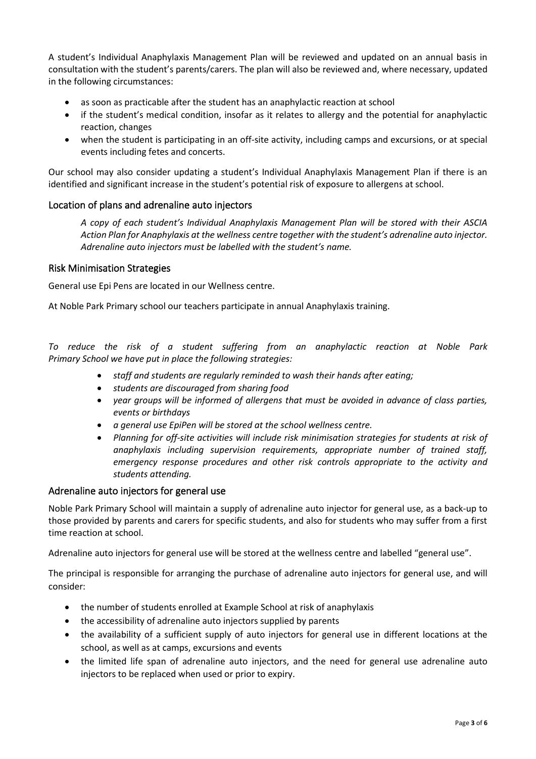A student's Individual Anaphylaxis Management Plan will be reviewed and updated on an annual basis in consultation with the student's parents/carers. The plan will also be reviewed and, where necessary, updated in the following circumstances:

- as soon as practicable after the student has an anaphylactic reaction at school
- if the student's medical condition, insofar as it relates to allergy and the potential for anaphylactic reaction, changes
- when the student is participating in an off-site activity, including camps and excursions, or at special events including fetes and concerts.

Our school may also consider updating a student's Individual Anaphylaxis Management Plan if there is an identified and significant increase in the student's potential risk of exposure to allergens at school.

## Location of plans and adrenaline auto injectors

*A copy of each student's Individual Anaphylaxis Management Plan will be stored with their ASCIA Action Plan for Anaphylaxis at the wellness centre together with the student's adrenaline auto injector. Adrenaline auto injectors must be labelled with the student's name.*

## Risk Minimisation Strategies

General use Epi Pens are located in our Wellness centre.

At Noble Park Primary school our teachers participate in annual Anaphylaxis training.

*To reduce the risk of a student suffering from an anaphylactic reaction at Noble Park Primary School we have put in place the following strategies:*

- *staff and students are regularly reminded to wash their hands after eating;*
- *students are discouraged from sharing food*
- *year groups will be informed of allergens that must be avoided in advance of class parties, events or birthdays*
- *a general use EpiPen will be stored at the school wellness centre.*
- *Planning for off-site activities will include risk minimisation strategies for students at risk of anaphylaxis including supervision requirements, appropriate number of trained staff, emergency response procedures and other risk controls appropriate to the activity and students attending.*

## Adrenaline auto injectors for general use

Noble Park Primary School will maintain a supply of adrenaline auto injector for general use, as a back-up to those provided by parents and carers for specific students, and also for students who may suffer from a first time reaction at school.

Adrenaline auto injectors for general use will be stored at the wellness centre and labelled "general use".

The principal is responsible for arranging the purchase of adrenaline auto injectors for general use, and will consider:

- the number of students enrolled at Example School at risk of anaphylaxis
- the accessibility of adrenaline auto injectors supplied by parents
- the availability of a sufficient supply of auto injectors for general use in different locations at the school, as well as at camps, excursions and events
- the limited life span of adrenaline auto injectors, and the need for general use adrenaline auto injectors to be replaced when used or prior to expiry.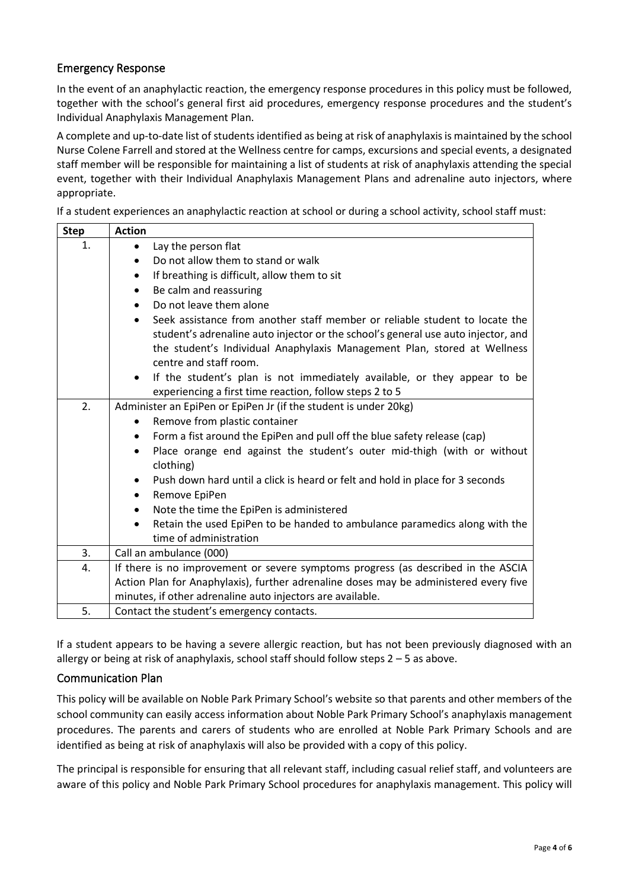## Emergency Response

In the event of an anaphylactic reaction, the emergency response procedures in this policy must be followed, together with the school's general first aid procedures, emergency response procedures and the student's Individual Anaphylaxis Management Plan.

A complete and up-to-date list of students identified as being at risk of anaphylaxis is maintained by the school Nurse Colene Farrell and stored at the Wellness centre for camps, excursions and special events, a designated staff member will be responsible for maintaining a list of students at risk of anaphylaxis attending the special event, together with their Individual Anaphylaxis Management Plans and adrenaline auto injectors, where appropriate.

If a student experiences an anaphylactic reaction at school or during a school activity, school staff must:

| Step | Action |
|---|---|
| 1. | • Lay the person flat<br>• Do not allow them to stand or walk<br>• If breathing is difficult, allow them to sit<br>• Be calm and reassuring<br>• Do not leave them alone<br>• Seek assistance from another staff member or reliable student to locate the student's adrenaline auto injector or the school's general use auto injector, and the student's Individual Anaphylaxis Management Plan, stored at Wellness centre and staff room.<br>• If the student's plan is not immediately available, or they appear to be experiencing a first time reaction, follow steps 2 to 5 |
| 2. | Administer an EpiPen or EpiPen Jr (if the student is under 20kg)<br>• Remove from plastic container<br>• Form a fist around the EpiPen and pull off the blue safety release (cap)<br>• Place orange end against the student's outer mid-thigh (with or without clothing)<br>• Push down hard until a click is heard or felt and hold in place for 3 seconds<br>• Remove EpiPen<br>• Note the time the EpiPen is administered<br>• Retain the used EpiPen to be handed to ambulance paramedics along with the time of administration |
| 3. | Call an ambulance (000) |
| 4. | If there is no improvement or severe symptoms progress (as described in the ASCIA Action Plan for Anaphylaxis), further adrenaline doses may be administered every five minutes, if other adrenaline auto injectors are available. |
| 5. | Contact the student's emergency contacts. |

If a student appears to be having a severe allergic reaction, but has not been previously diagnosed with an allergy or being at risk of anaphylaxis, school staff should follow steps 2 – 5 as above.

## Communication Plan

This policy will be available on Noble Park Primary School's website so that parents and other members of the school community can easily access information about Noble Park Primary School's anaphylaxis management procedures. The parents and carers of students who are enrolled at Noble Park Primary Schools and are identified as being at risk of anaphylaxis will also be provided with a copy of this policy.

The principal is responsible for ensuring that all relevant staff, including casual relief staff, and volunteers are aware of this policy and Noble Park Primary School procedures for anaphylaxis management. This policy will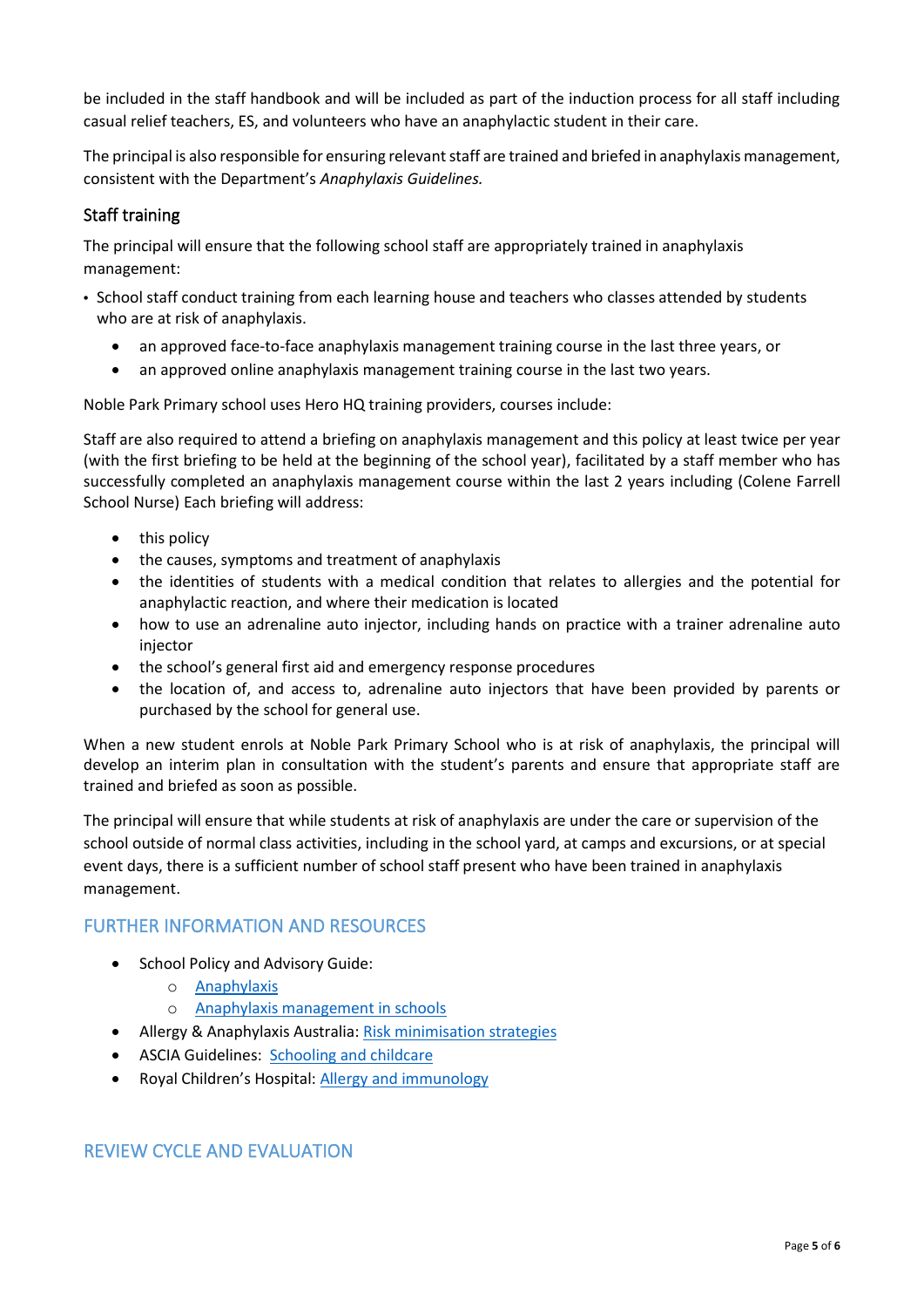be included in the staff handbook and will be included as part of the induction process for all staff including casual relief teachers, ES, and volunteers who have an anaphylactic student in their care.

The principal is also responsible for ensuring relevant staff are trained and briefed in anaphylaxis management, consistent with the Department's *Anaphylaxis Guidelines.*

### Staff training

The principal will ensure that the following school staff are appropriately trained in anaphylaxis management:

- School staff conduct training from each learning house and teachers who classes attended by students who are at risk of anaphylaxis.
  - an approved face-to-face anaphylaxis management training course in the last three years, or
  - an approved online anaphylaxis management training course in the last two years.

Noble Park Primary school uses Hero HQ training providers, courses include:

Staff are also required to attend a briefing on anaphylaxis management and this policy at least twice per year (with the first briefing to be held at the beginning of the school year), facilitated by a staff member who has successfully completed an anaphylaxis management course within the last 2 years including (Colene Farrell School Nurse) Each briefing will address:

- this policy
- the causes, symptoms and treatment of anaphylaxis
- the identities of students with a medical condition that relates to allergies and the potential for anaphylactic reaction, and where their medication is located
- how to use an adrenaline auto injector, including hands on practice with a trainer adrenaline auto injector
- the school's general first aid and emergency response procedures
- the location of, and access to, adrenaline auto injectors that have been provided by parents or purchased by the school for general use.

When a new student enrols at Noble Park Primary School who is at risk of anaphylaxis, the principal will develop an interim plan in consultation with the student's parents and ensure that appropriate staff are trained and briefed as soon as possible.

The principal will ensure that while students at risk of anaphylaxis are under the care or supervision of the school outside of normal class activities, including in the school yard, at camps and excursions, or at special event days, there is a sufficient number of school staff present who have been trained in anaphylaxis management.

## FURTHER INFORMATION AND RESOURCES

- School Policy and Advisory Guide:
  - Anaphylaxis
  - Anaphylaxis management in schools
- Allergy & Anaphylaxis Australia: Risk minimisation strategies
- ASCIA Guidelines: Schooling and childcare
- Royal Children's Hospital: Allergy and immunology

## REVIEW CYCLE AND EVALUATION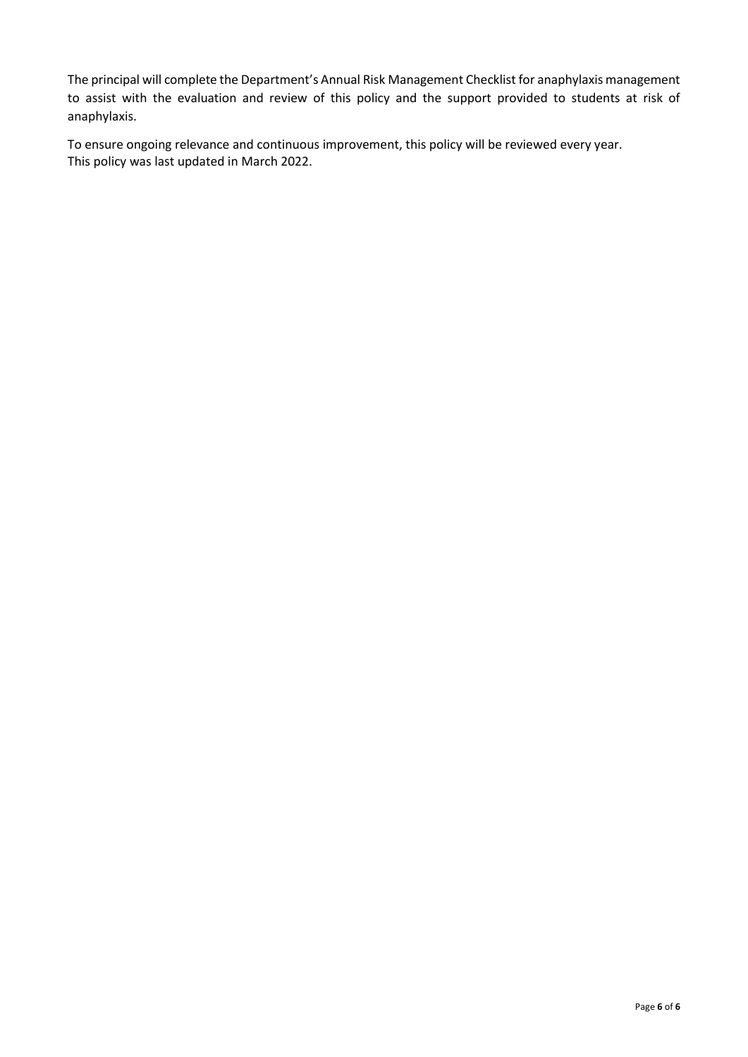The principal will complete the Department's Annual Risk Management Checklist for anaphylaxis management to assist with the evaluation and review of this policy and the support provided to students at risk of anaphylaxis.

To ensure ongoing relevance and continuous improvement, this policy will be reviewed every year.
This policy was last updated in March 2022.